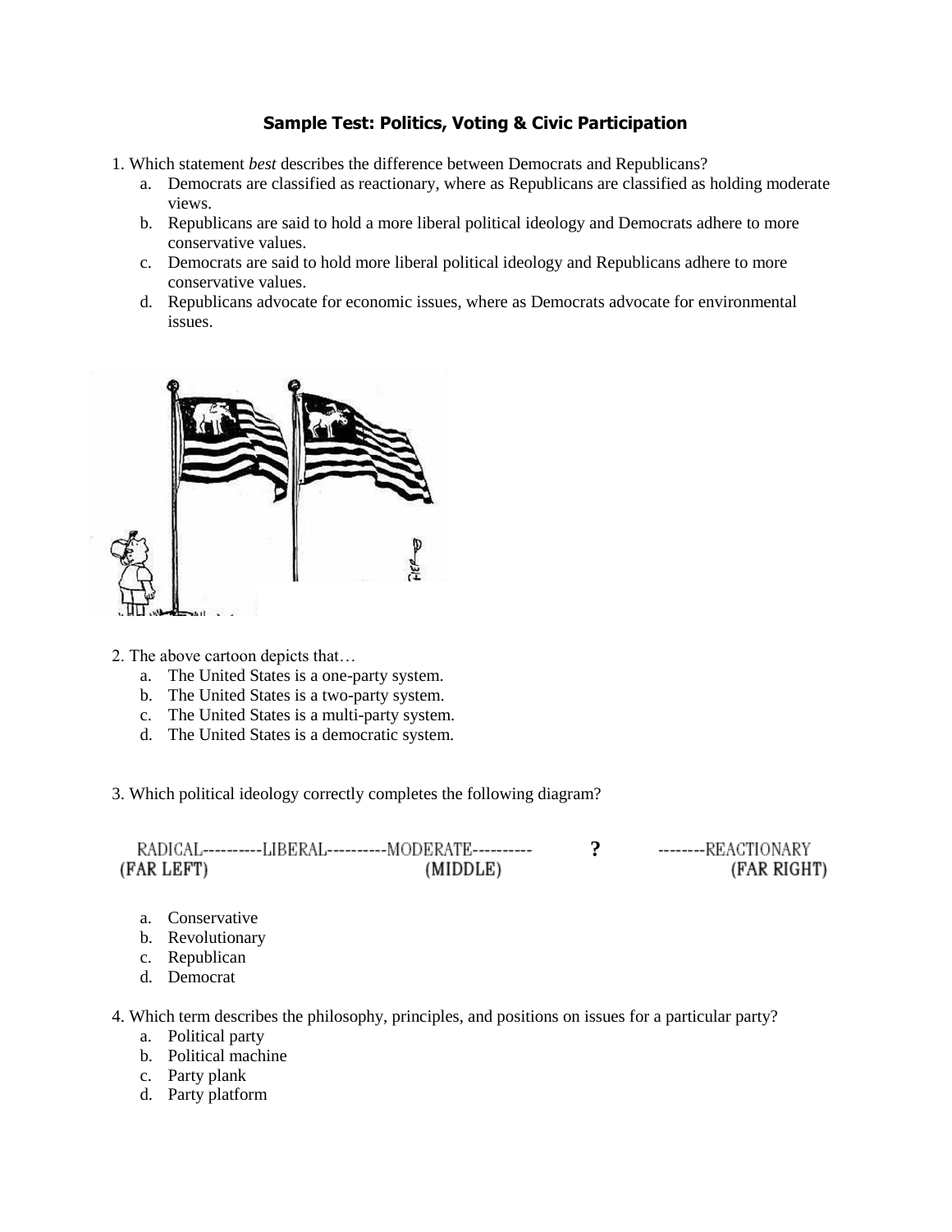# Sample Test: Politics, Voting & Civic Participation

1. Which statement *best* describes the difference between Democrats and Republicans?
   a. Democrats are classified as reactionary, where as Republicans are classified as holding moderate views.
   b. Republicans are said to hold a more liberal political ideology and Democrats adhere to more conservative values.
   c. Democrats are said to hold more liberal political ideology and Republicans adhere to more conservative values.
   d. Republicans advocate for economic issues, where as Democrats advocate for environmental issues.

2. The above cartoon depicts that…
   a. The United States is a one-party system.
   b. The United States is a two-party system.
   c. The United States is a multi-party system.
   d. The United States is a democratic system.

3. Which political ideology correctly completes the following diagram?

RADICAL----------LIBERAL----------MODERATE---------- **?** --------REACTIONARY
(FAR LEFT) (MIDDLE) (FAR RIGHT)

   a. Conservative
   b. Revolutionary
   c. Republican
   d. Democrat

4. Which term describes the philosophy, principles, and positions on issues for a particular party?
   a. Political party
   b. Political machine
   c. Party plank
   d. Party platform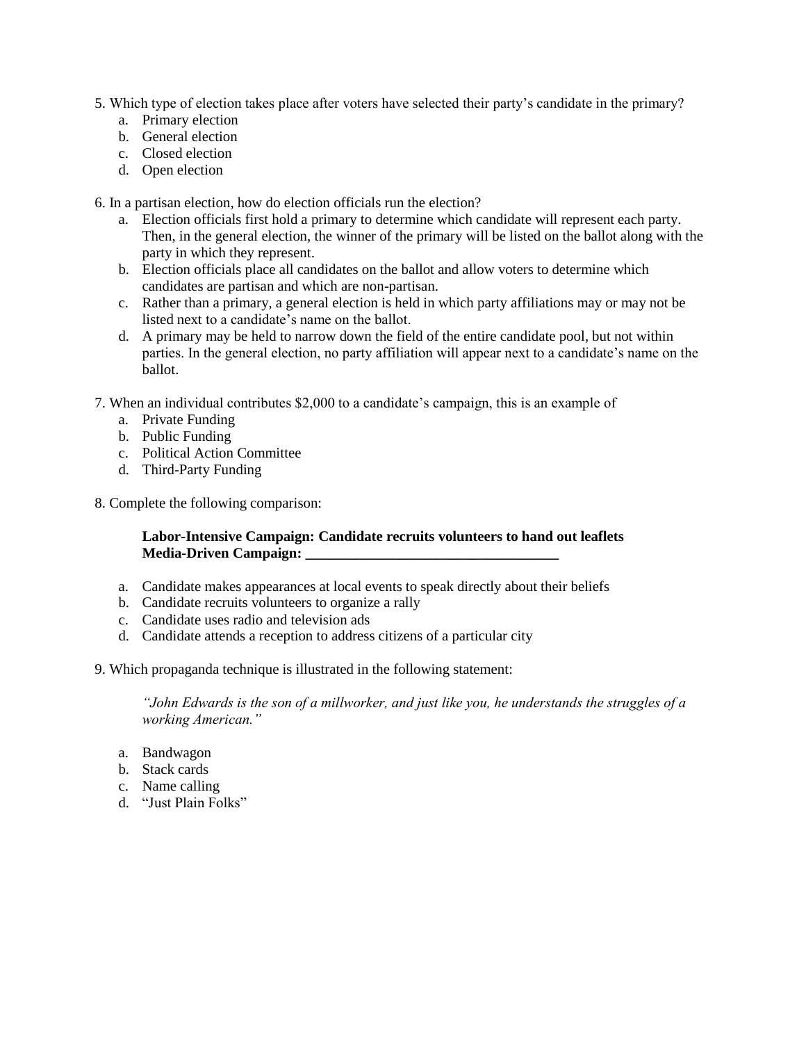5. Which type of election takes place after voters have selected their party's candidate in the primary?
   a. Primary election
   b. General election
   c. Closed election
   d. Open election

6. In a partisan election, how do election officials run the election?
   a. Election officials first hold a primary to determine which candidate will represent each party. Then, in the general election, the winner of the primary will be listed on the ballot along with the party in which they represent.
   b. Election officials place all candidates on the ballot and allow voters to determine which candidates are partisan and which are non-partisan.
   c. Rather than a primary, a general election is held in which party affiliations may or may not be listed next to a candidate's name on the ballot.
   d. A primary may be held to narrow down the field of the entire candidate pool, but not within parties. In the general election, no party affiliation will appear next to a candidate's name on the ballot.

7. When an individual contributes $2,000 to a candidate's campaign, this is an example of
   a. Private Funding
   b. Public Funding
   c. Political Action Committee
   d. Third-Party Funding

8. Complete the following comparison:

   **Labor-Intensive Campaign: Candidate recruits volunteers to hand out leaflets**
   **Media-Driven Campaign: ___________________________________**

   a. Candidate makes appearances at local events to speak directly about their beliefs
   b. Candidate recruits volunteers to organize a rally
   c. Candidate uses radio and television ads
   d. Candidate attends a reception to address citizens of a particular city

9. Which propaganda technique is illustrated in the following statement:

   *"John Edwards is the son of a millworker, and just like you, he understands the struggles of a working American."*

   a. Bandwagon
   b. Stack cards
   c. Name calling
   d. "Just Plain Folks"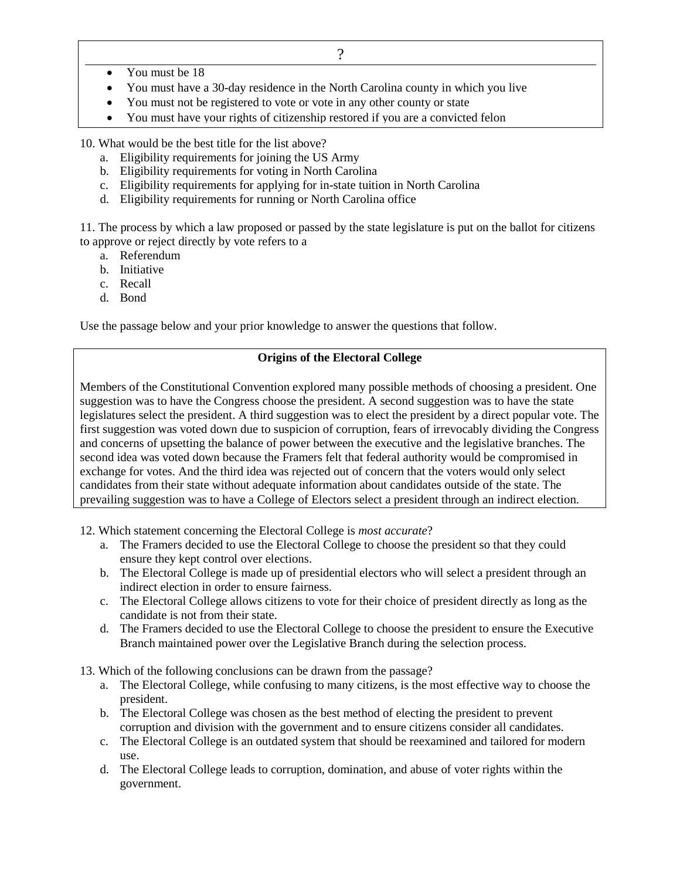| ? |
| --- |
| • You must be 18<br>• You must have a 30-day residence in the North Carolina county in which you live<br>• You must not be registered to vote or vote in any other county or state<br>• You must have your rights of citizenship restored if you are a convicted felon |

10. What would be the best title for the list above?
    a. Eligibility requirements for joining the US Army
    b. Eligibility requirements for voting in North Carolina
    c. Eligibility requirements for applying for in-state tuition in North Carolina
    d. Eligibility requirements for running or North Carolina office

11. The process by which a law proposed or passed by the state legislature is put on the ballot for citizens to approve or reject directly by vote refers to a
    a. Referendum
    b. Initiative
    c. Recall
    d. Bond

Use the passage below and your prior knowledge to answer the questions that follow.

**Origins of the Electoral College**

Members of the Constitutional Convention explored many possible methods of choosing a president. One suggestion was to have the Congress choose the president. A second suggestion was to have the state legislatures select the president. A third suggestion was to elect the president by a direct popular vote. The first suggestion was voted down due to suspicion of corruption, fears of irrevocably dividing the Congress and concerns of upsetting the balance of power between the executive and the legislative branches. The second idea was voted down because the Framers felt that federal authority would be compromised in exchange for votes. And the third idea was rejected out of concern that the voters would only select candidates from their state without adequate information about candidates outside of the state. The prevailing suggestion was to have a College of Electors select a president through an indirect election.

12. Which statement concerning the Electoral College is *most accurate*?
    a. The Framers decided to use the Electoral College to choose the president so that they could ensure they kept control over elections.
    b. The Electoral College is made up of presidential electors who will select a president through an indirect election in order to ensure fairness.
    c. The Electoral College allows citizens to vote for their choice of president directly as long as the candidate is not from their state.
    d. The Framers decided to use the Electoral College to choose the president to ensure the Executive Branch maintained power over the Legislative Branch during the selection process.

13. Which of the following conclusions can be drawn from the passage?
    a. The Electoral College, while confusing to many citizens, is the most effective way to choose the president.
    b. The Electoral College was chosen as the best method of electing the president to prevent corruption and division with the government and to ensure citizens consider all candidates.
    c. The Electoral College is an outdated system that should be reexamined and tailored for modern use.
    d. The Electoral College leads to corruption, domination, and abuse of voter rights within the government.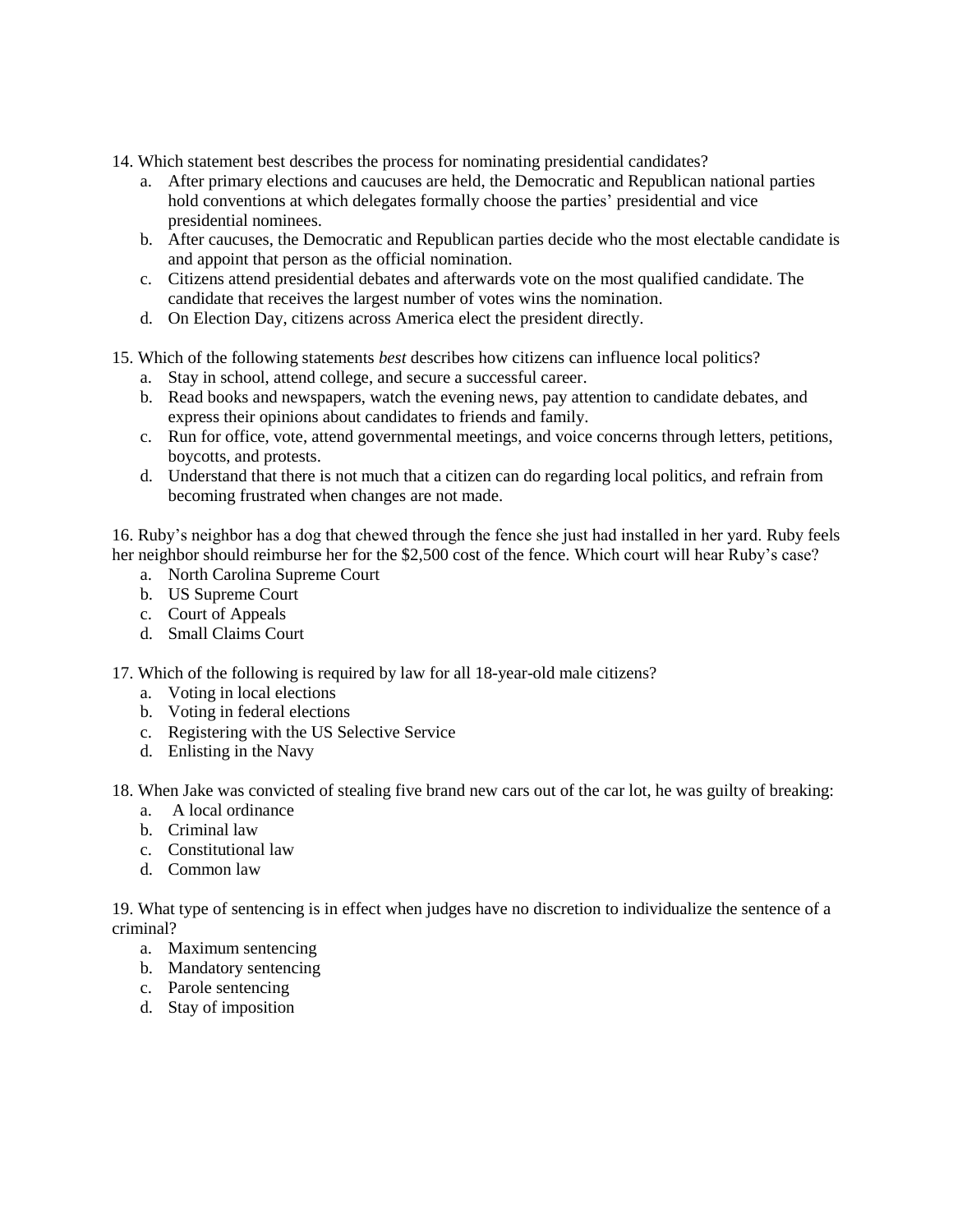14. Which statement best describes the process for nominating presidential candidates?
    a. After primary elections and caucuses are held, the Democratic and Republican national parties hold conventions at which delegates formally choose the parties' presidential and vice presidential nominees.
    b. After caucuses, the Democratic and Republican parties decide who the most electable candidate is and appoint that person as the official nomination.
    c. Citizens attend presidential debates and afterwards vote on the most qualified candidate. The candidate that receives the largest number of votes wins the nomination.
    d. On Election Day, citizens across America elect the president directly.

15. Which of the following statements *best* describes how citizens can influence local politics?
    a. Stay in school, attend college, and secure a successful career.
    b. Read books and newspapers, watch the evening news, pay attention to candidate debates, and express their opinions about candidates to friends and family.
    c. Run for office, vote, attend governmental meetings, and voice concerns through letters, petitions, boycotts, and protests.
    d. Understand that there is not much that a citizen can do regarding local politics, and refrain from becoming frustrated when changes are not made.

16. Ruby's neighbor has a dog that chewed through the fence she just had installed in her yard. Ruby feels her neighbor should reimburse her for the $2,500 cost of the fence. Which court will hear Ruby's case?
    a. North Carolina Supreme Court
    b. US Supreme Court
    c. Court of Appeals
    d. Small Claims Court

17. Which of the following is required by law for all 18-year-old male citizens?
    a. Voting in local elections
    b. Voting in federal elections
    c. Registering with the US Selective Service
    d. Enlisting in the Navy

18. When Jake was convicted of stealing five brand new cars out of the car lot, he was guilty of breaking:
    a. A local ordinance
    b. Criminal law
    c. Constitutional law
    d. Common law

19. What type of sentencing is in effect when judges have no discretion to individualize the sentence of a criminal?
    a. Maximum sentencing
    b. Mandatory sentencing
    c. Parole sentencing
    d. Stay of imposition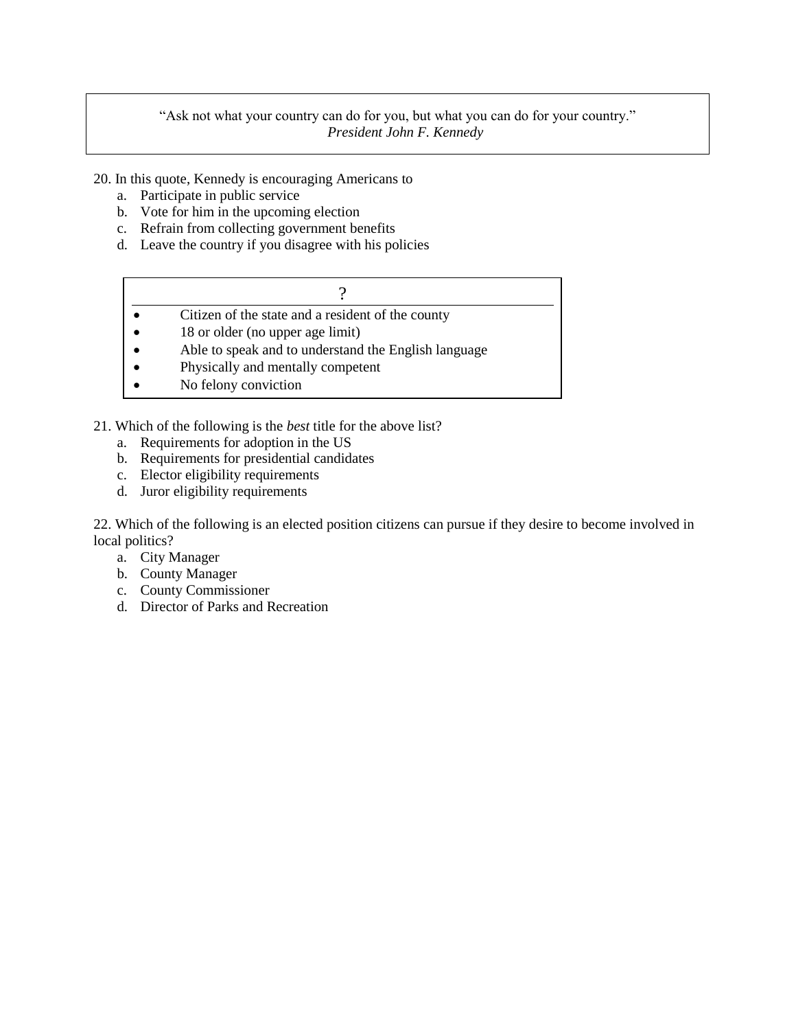> "Ask not what your country can do for you, but what you can do for your country."
> *President John F. Kennedy*

20. In this quote, Kennedy is encouraging Americans to
    a. Participate in public service
    b. Vote for him in the upcoming election
    c. Refrain from collecting government benefits
    d. Leave the country if you disagree with his policies

| ? |
| --- |
| • Citizen of the state and a resident of the county |
| • 18 or older (no upper age limit) |
| • Able to speak and to understand the English language |
| • Physically and mentally competent |
| • No felony conviction |

21. Which of the following is the *best* title for the above list?
    a. Requirements for adoption in the US
    b. Requirements for presidential candidates
    c. Elector eligibility requirements
    d. Juror eligibility requirements

22. Which of the following is an elected position citizens can pursue if they desire to become involved in local politics?
    a. City Manager
    b. County Manager
    c. County Commissioner
    d. Director of Parks and Recreation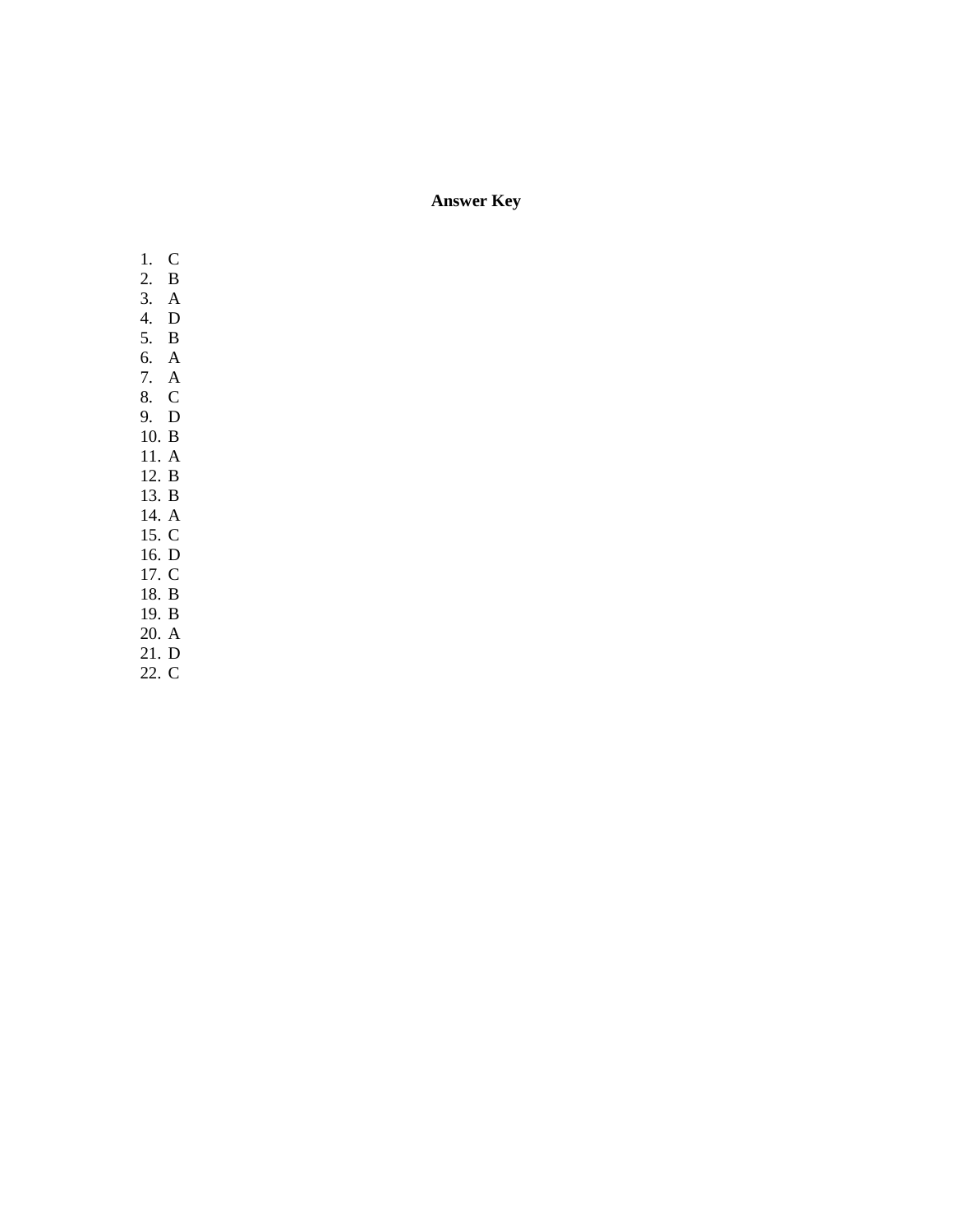**Answer Key**

1. C
2. B
3. A
4. D
5. B
6. A
7. A
8. C
9. D
10. B
11. A
12. B
13. B
14. A
15. C
16. D
17. C
18. B
19. B
20. A
21. D
22. C